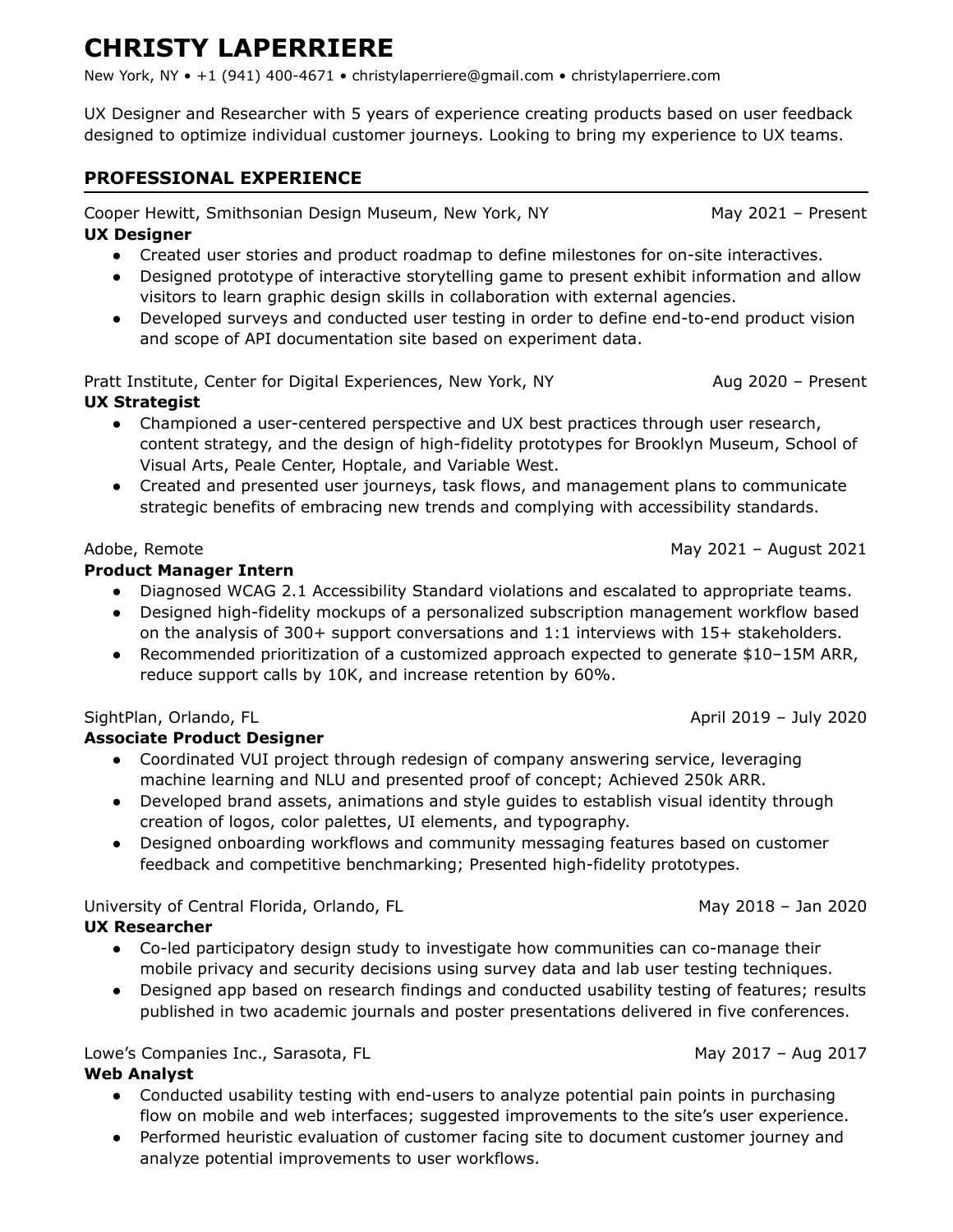# CHRISTY LAPERRIERE

New York, NY • +1 (941) 400-4671 • christylaperriere@gmail.com • christylaperriere.com

UX Designer and Researcher with 5 years of experience creating products based on user feedback designed to optimize individual customer journeys. Looking to bring my experience to UX teams.

## PROFESSIONAL EXPERIENCE

Cooper Hewitt, Smithsonian Design Museum, New York, NY — May 2021 – Present

**UX Designer**

- Created user stories and product roadmap to define milestones for on-site interactives.
- Designed prototype of interactive storytelling game to present exhibit information and allow visitors to learn graphic design skills in collaboration with external agencies.
- Developed surveys and conducted user testing in order to define end-to-end product vision and scope of API documentation site based on experiment data.

Pratt Institute, Center for Digital Experiences, New York, NY — Aug 2020 – Present

**UX Strategist**

- Championed a user-centered perspective and UX best practices through user research, content strategy, and the design of high-fidelity prototypes for Brooklyn Museum, School of Visual Arts, Peale Center, Hoptale, and Variable West.
- Created and presented user journeys, task flows, and management plans to communicate strategic benefits of embracing new trends and complying with accessibility standards.

Adobe, Remote — May 2021 – August 2021

**Product Manager Intern**

- Diagnosed WCAG 2.1 Accessibility Standard violations and escalated to appropriate teams.
- Designed high-fidelity mockups of a personalized subscription management workflow based on the analysis of 300+ support conversations and 1:1 interviews with 15+ stakeholders.
- Recommended prioritization of a customized approach expected to generate $10–15M ARR, reduce support calls by 10K, and increase retention by 60%.

SightPlan, Orlando, FL — April 2019 – July 2020

**Associate Product Designer**

- Coordinated VUI project through redesign of company answering service, leveraging machine learning and NLU and presented proof of concept; Achieved 250k ARR.
- Developed brand assets, animations and style guides to establish visual identity through creation of logos, color palettes, UI elements, and typography.
- Designed onboarding workflows and community messaging features based on customer feedback and competitive benchmarking; Presented high-fidelity prototypes.

University of Central Florida, Orlando, FL — May 2018 – Jan 2020

**UX Researcher**

- Co-led participatory design study to investigate how communities can co-manage their mobile privacy and security decisions using survey data and lab user testing techniques.
- Designed app based on research findings and conducted usability testing of features; results published in two academic journals and poster presentations delivered in five conferences.

Lowe's Companies Inc., Sarasota, FL — May 2017 – Aug 2017

**Web Analyst**

- Conducted usability testing with end-users to analyze potential pain points in purchasing flow on mobile and web interfaces; suggested improvements to the site's user experience.
- Performed heuristic evaluation of customer facing site to document customer journey and analyze potential improvements to user workflows.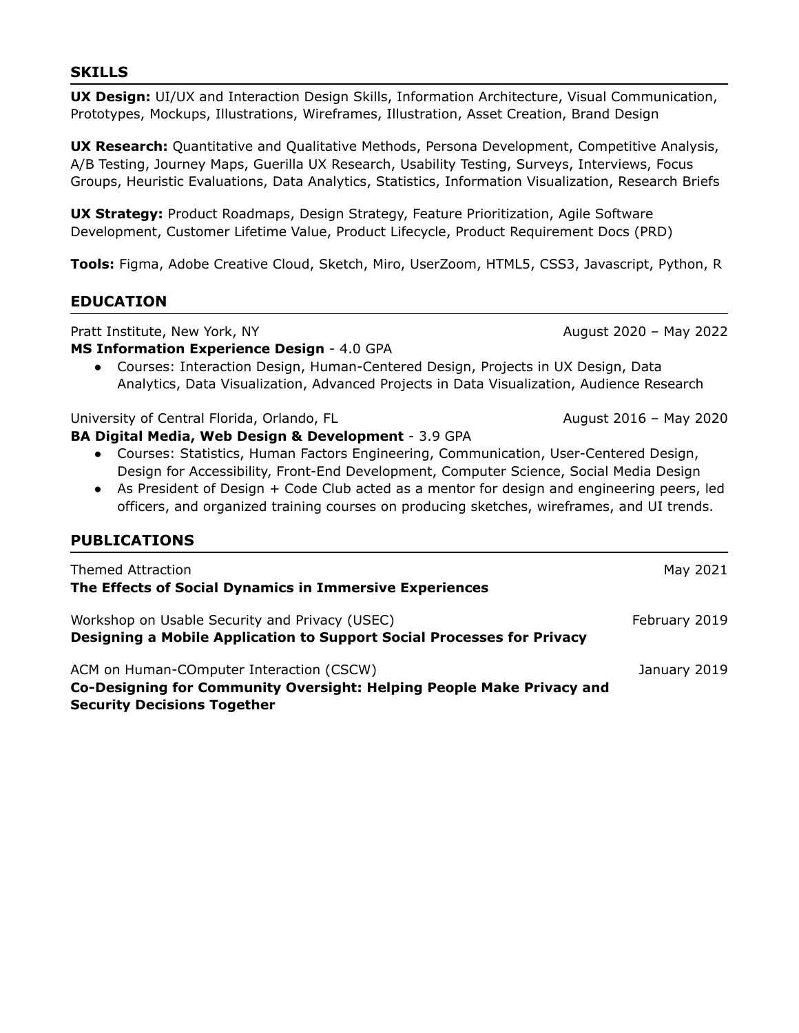## SKILLS

**UX Design:** UI/UX and Interaction Design Skills, Information Architecture, Visual Communication, Prototypes, Mockups, Illustrations, Wireframes, Illustration, Asset Creation, Brand Design

**UX Research:** Quantitative and Qualitative Methods, Persona Development, Competitive Analysis, A/B Testing, Journey Maps, Guerilla UX Research, Usability Testing, Surveys, Interviews, Focus Groups, Heuristic Evaluations, Data Analytics, Statistics, Information Visualization, Research Briefs

**UX Strategy:** Product Roadmaps, Design Strategy, Feature Prioritization, Agile Software Development, Customer Lifetime Value, Product Lifecycle, Product Requirement Docs (PRD)

**Tools:** Figma, Adobe Creative Cloud, Sketch, Miro, UserZoom, HTML5, CSS3, Javascript, Python, R

## EDUCATION

Pratt Institute, New York, NY — August 2020 – May 2022

**MS Information Experience Design** - 4.0 GPA

- Courses: Interaction Design, Human-Centered Design, Projects in UX Design, Data Analytics, Data Visualization, Advanced Projects in Data Visualization, Audience Research

University of Central Florida, Orlando, FL — August 2016 – May 2020

**BA Digital Media, Web Design & Development** - 3.9 GPA

- Courses: Statistics, Human Factors Engineering, Communication, User-Centered Design, Design for Accessibility, Front-End Development, Computer Science, Social Media Design
- As President of Design + Code Club acted as a mentor for design and engineering peers, led officers, and organized training courses on producing sketches, wireframes, and UI trends.

## PUBLICATIONS

Themed Attraction — May 2021

**The Effects of Social Dynamics in Immersive Experiences**

Workshop on Usable Security and Privacy (USEC) — February 2019

**Designing a Mobile Application to Support Social Processes for Privacy**

ACM on Human-COmputer Interaction (CSCW) — January 2019

**Co-Designing for Community Oversight: Helping People Make Privacy and Security Decisions Together**